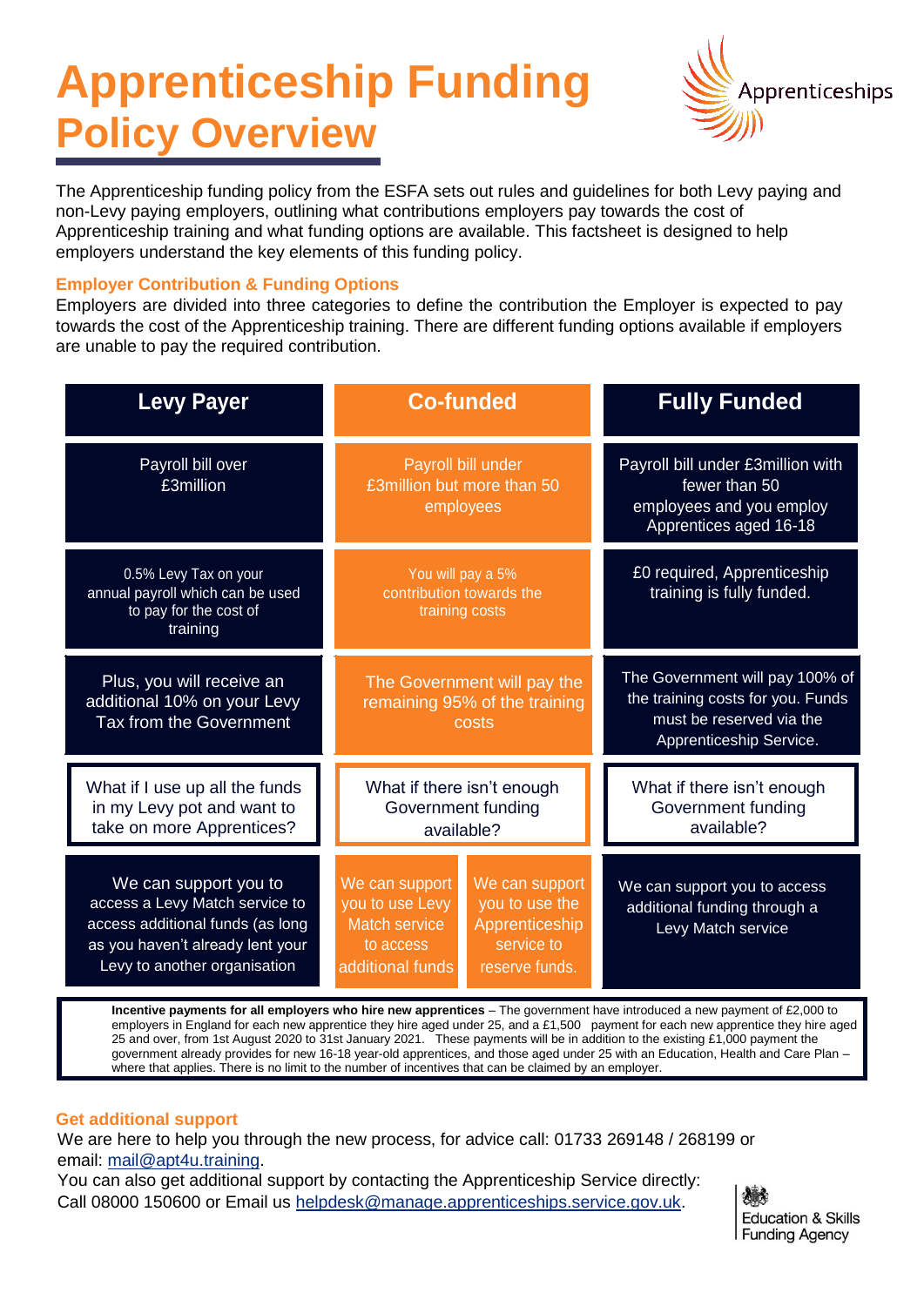# Apprenticeship Funding Policy Overview

The Apprenticeship funding policy from the ESFA sets out rules and guidelines for both Levy paying and non-Levy paying employers, outlining what contributions employers pay towards the cost of Apprenticeship training and what funding options are available. This factsheet is designed to help employers understand the key elements of this funding policy.

### Employer Contribution & Funding Options

Employers are divided into three categories to define the contribution the Employer is expected to pay towards the cost of the Apprenticeship training. There are different funding options available if employers are unable to pay the required contribution.

| Levy Payer | Co-funded | Fully Funded |
|---|---|---|
| Payroll bill over £3million | Payroll bill under £3million but more than 50 employees | Payroll bill under £3million with fewer than 50 employees and you employ Apprentices aged 16-18 |
| 0.5% Levy Tax on your annual payroll which can be used to pay for the cost of training | You will pay a 5% contribution towards the training costs | £0 required, Apprenticeship training is fully funded. |
| Plus, you will receive an additional 10% on your Levy Tax from the Government | The Government will pay the remaining 95% of the training costs | The Government will pay 100% of the training costs for you. Funds must be reserved via the Apprenticeship Service. |
| What if I use up all the funds in my Levy pot and want to take on more Apprentices? | What if there isn't enough Government funding available? | What if there isn't enough Government funding available? |
| We can support you to access a Levy Match service to access additional funds (as long as you haven't already lent your Levy to another organisation | We can support you to use Levy Match service to access additional funds / We can support you to use the Apprenticeship service to reserve funds. | We can support you to access additional funding through a Levy Match service |

**Incentive payments for all employers who hire new apprentices** – The government have introduced a new payment of £2,000 to employers in England for each new apprentice they hire aged under 25, and a £1,500 payment for each new apprentice they hire aged 25 and over, from 1st August 2020 to 31st January 2021. These payments will be in addition to the existing £1,000 payment the government already provides for new 16-18 year-old apprentices, and those aged under 25 with an Education, Health and Care Plan – where that applies. There is no limit to the number of incentives that can be claimed by an employer.

### Get additional support

We are here to help you through the new process, for advice call: 01733 269148 / 268199 or email: mail@apt4u.training.

You can also get additional support by contacting the Apprenticeship Service directly: Call 08000 150600 or Email us helpdesk@manage.apprenticeships.service.gov.uk.

Education & Skills Funding Agency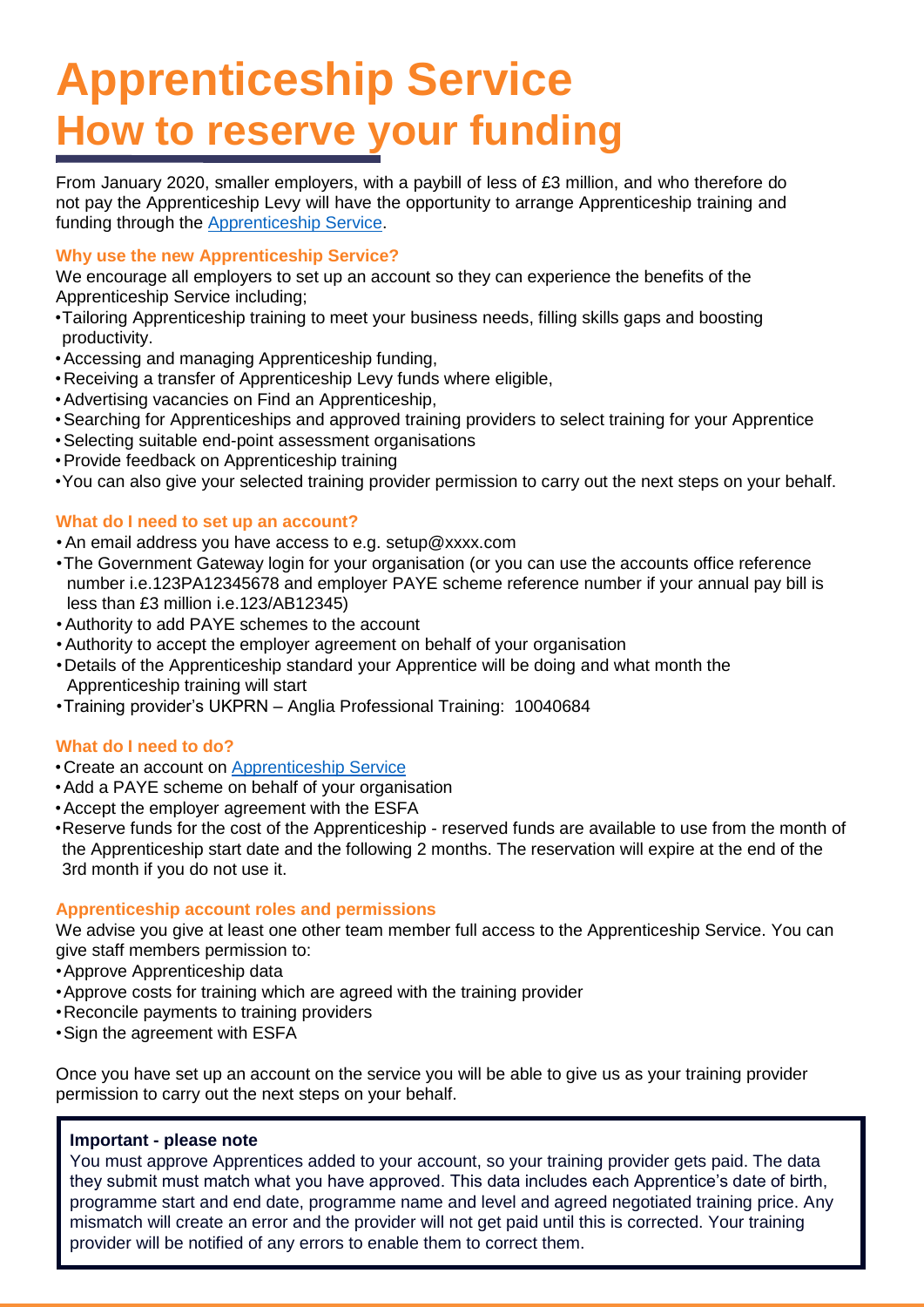# Apprenticeship Service

# How to reserve your funding

From January 2020, smaller employers, with a paybill of less of £3 million, and who therefore do not pay the Apprenticeship Levy will have the opportunity to arrange Apprenticeship training and funding through the [Apprenticeship Service](#).

### Why use the new Apprenticeship Service?

We encourage all employers to set up an account so they can experience the benefits of the Apprenticeship Service including;

- Tailoring Apprenticeship training to meet your business needs, filling skills gaps and boosting productivity.
- Accessing and managing Apprenticeship funding,
- Receiving a transfer of Apprenticeship Levy funds where eligible,
- Advertising vacancies on Find an Apprenticeship,
- Searching for Apprenticeships and approved training providers to select training for your Apprentice
- Selecting suitable end-point assessment organisations
- Provide feedback on Apprenticeship training
- You can also give your selected training provider permission to carry out the next steps on your behalf.

### What do I need to set up an account?

- An email address you have access to e.g. setup@xxxx.com
- The Government Gateway login for your organisation (or you can use the accounts office reference number i.e.123PA12345678 and employer PAYE scheme reference number if your annual pay bill is less than £3 million i.e.123/AB12345)
- Authority to add PAYE schemes to the account
- Authority to accept the employer agreement on behalf of your organisation
- Details of the Apprenticeship standard your Apprentice will be doing and what month the Apprenticeship training will start
- Training provider's UKPRN – Anglia Professional Training: 10040684

### What do I need to do?

- Create an account on [Apprenticeship Service](#)
- Add a PAYE scheme on behalf of your organisation
- Accept the employer agreement with the ESFA
- Reserve funds for the cost of the Apprenticeship - reserved funds are available to use from the month of the Apprenticeship start date and the following 2 months. The reservation will expire at the end of the 3rd month if you do not use it.

### Apprenticeship account roles and permissions

We advise you give at least one other team member full access to the Apprenticeship Service. You can give staff members permission to:

- Approve Apprenticeship data
- Approve costs for training which are agreed with the training provider
- Reconcile payments to training providers
- Sign the agreement with ESFA

Once you have set up an account on the service you will be able to give us as your training provider permission to carry out the next steps on your behalf.

**Important - please note**

You must approve Apprentices added to your account, so your training provider gets paid. The data they submit must match what you have approved. This data includes each Apprentice's date of birth, programme start and end date, programme name and level and agreed negotiated training price. Any mismatch will create an error and the provider will not get paid until this is corrected. Your training provider will be notified of any errors to enable them to correct them.